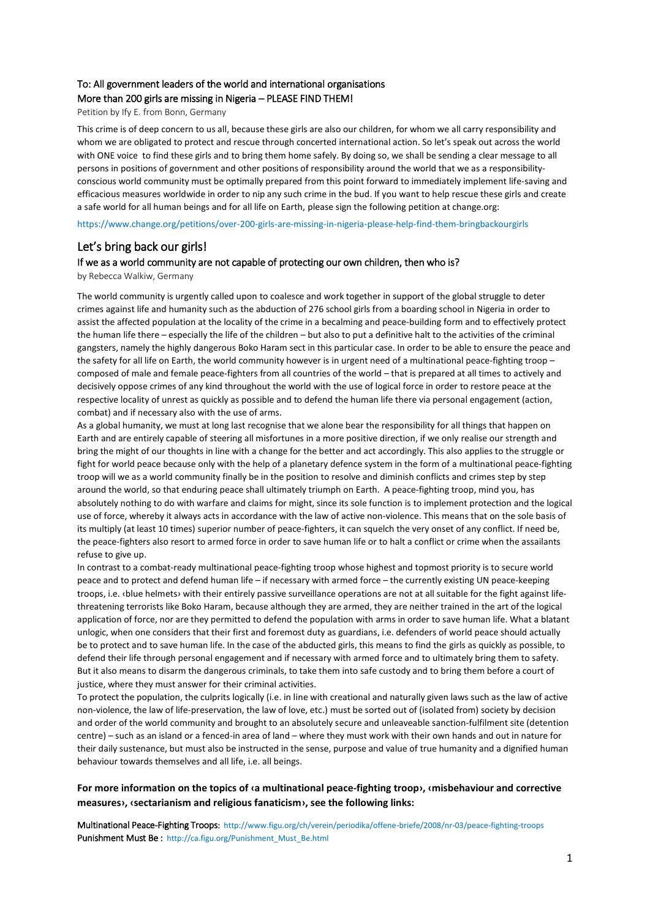To: All government leaders of the world and international organisations

More than 200 girls are missing in Nigeria – PLEASE FIND THEM!

Petition by Ify E. from Bonn, Germany

This crime is of deep concern to us all, because these girls are also our children, for whom we all carry responsibility and whom we are obligated to protect and rescue through concerted international action. So let's speak out across the world with ONE voice to find these girls and to bring them home safely. By doing so, we shall be sending a clear message to all persons in positions of government and other positions of responsibility around the world that we as a responsibility-conscious world community must be optimally prepared from this point forward to immediately implement life-saving and efficacious measures worldwide in order to nip any such crime in the bud. If you want to help rescue these girls and create a safe world for all human beings and for all life on Earth, please sign the following petition at change.org:

https://www.change.org/petitions/over-200-girls-are-missing-in-nigeria-please-help-find-them-bringbackourgirls

## Let's bring back our girls!

### If we as a world community are not capable of protecting our own children, then who is?

by Rebecca Walkiw, Germany

The world community is urgently called upon to coalesce and work together in support of the global struggle to deter crimes against life and humanity such as the abduction of 276 school girls from a boarding school in Nigeria in order to assist the affected population at the locality of the crime in a becalming and peace-building form and to effectively protect the human life there – especially the life of the children – but also to put a definitive halt to the activities of the criminal gangsters, namely the highly dangerous Boko Haram sect in this particular case. In order to be able to ensure the peace and the safety for all life on Earth, the world community however is in urgent need of a multinational peace-fighting troop – composed of male and female peace-fighters from all countries of the world – that is prepared at all times to actively and decisively oppose crimes of any kind throughout the world with the use of logical force in order to restore peace at the respective locality of unrest as quickly as possible and to defend the human life there via personal engagement (action, combat) and if necessary also with the use of arms.

As a global humanity, we must at long last recognise that we alone bear the responsibility for all things that happen on Earth and are entirely capable of steering all misfortunes in a more positive direction, if we only realise our strength and bring the might of our thoughts in line with a change for the better and act accordingly. This also applies to the struggle or fight for world peace because only with the help of a planetary defence system in the form of a multinational peace-fighting troop will we as a world community finally be in the position to resolve and diminish conflicts and crimes step by step around the world, so that enduring peace shall ultimately triumph on Earth. A peace-fighting troop, mind you, has absolutely nothing to do with warfare and claims for might, since its sole function is to implement protection and the logical use of force, whereby it always acts in accordance with the law of active non-violence. This means that on the sole basis of its multiply (at least 10 times) superior number of peace-fighters, it can squelch the very onset of any conflict. If need be, the peace-fighters also resort to armed force in order to save human life or to halt a conflict or crime when the assailants refuse to give up.

In contrast to a combat-ready multinational peace-fighting troop whose highest and topmost priority is to secure world peace and to protect and defend human life – if necessary with armed force – the currently existing UN peace-keeping troops, i.e. ‹blue helmets› with their entirely passive surveillance operations are not at all suitable for the fight against life-threatening terrorists like Boko Haram, because although they are armed, they are neither trained in the art of the logical application of force, nor are they permitted to defend the population with arms in order to save human life. What a blatant unlogic, when one considers that their first and foremost duty as guardians, i.e. defenders of world peace should actually be to protect and to save human life. In the case of the abducted girls, this means to find the girls as quickly as possible, to defend their life through personal engagement and if necessary with armed force and to ultimately bring them to safety. But it also means to disarm the dangerous criminals, to take them into safe custody and to bring them before a court of justice, where they must answer for their criminal activities.

To protect the population, the culprits logically (i.e. in line with creational and naturally given laws such as the law of active non-violence, the law of life-preservation, the law of love, etc.) must be sorted out of (isolated from) society by decision and order of the world community and brought to an absolutely secure and unleaveable sanction-fulfilment site (detention centre) – such as an island or a fenced-in area of land – where they must work with their own hands and out in nature for their daily sustenance, but must also be instructed in the sense, purpose and value of true humanity and a dignified human behaviour towards themselves and all life, i.e. all beings.

**For more information on the topics of ‹a multinational peace-fighting troop›, ‹misbehaviour and corrective measures›, ‹sectarianism and religious fanaticism›, see the following links:**

Multinational Peace-Fighting Troops: http://www.figu.org/ch/verein/periodika/offene-briefe/2008/nr-03/peace-fighting-troops

Punishment Must Be : http://ca.figu.org/Punishment_Must_Be.html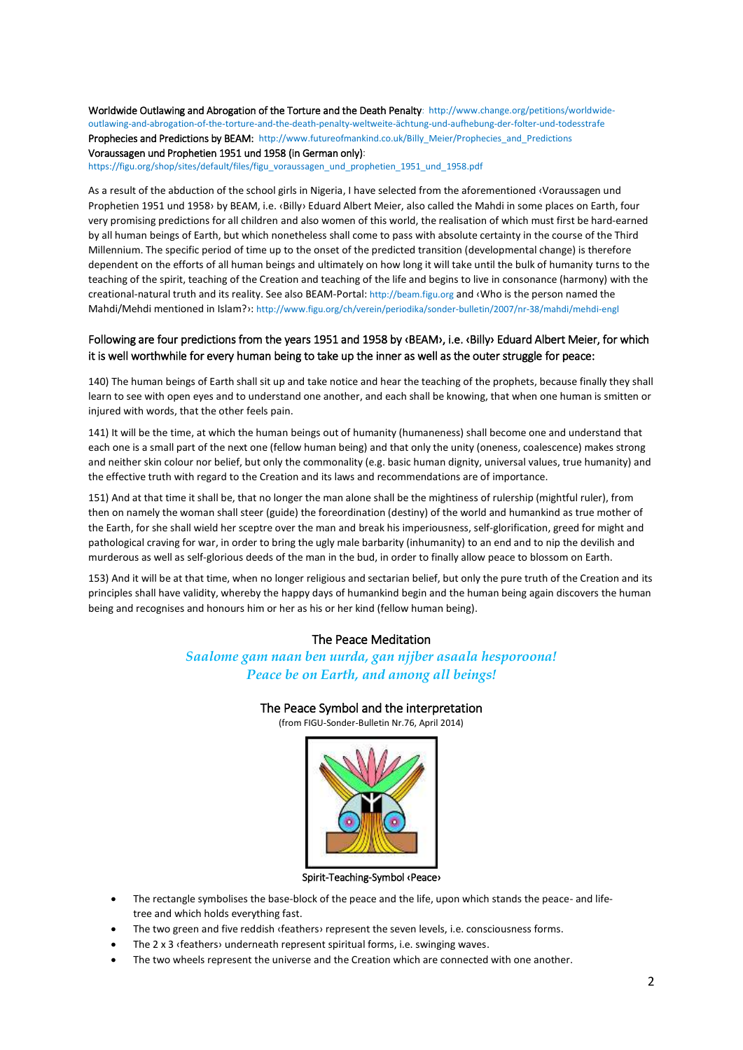**Worldwide Outlawing and Abrogation of the Torture and the Death Penalty**: http://www.change.org/petitions/worldwide-outlawing-and-abrogation-of-the-torture-and-the-death-penalty-weltweite-ächtung-und-aufhebung-der-folter-und-todesstrafe
**Prophecies and Predictions by BEAM**: http://www.futureofmankind.co.uk/Billy_Meier/Prophecies_and_Predictions
**Voraussagen und Prophetien 1951 und 1958 (in German only)**:
https://figu.org/shop/sites/default/files/figu_voraussagen_und_prophetien_1951_und_1958.pdf

As a result of the abduction of the school girls in Nigeria, I have selected from the aforementioned ‹Voraussagen und Prophetien 1951 und 1958› by BEAM, i.e. ‹Billy› Eduard Albert Meier, also called the Mahdi in some places on Earth, four very promising predictions for all children and also women of this world, the realisation of which must first be hard-earned by all human beings of Earth, but which nonetheless shall come to pass with absolute certainty in the course of the Third Millennium. The specific period of time up to the onset of the predicted transition (developmental change) is therefore dependent on the efforts of all human beings and ultimately on how long it will take until the bulk of humanity turns to the teaching of the spirit, teaching of the Creation and teaching of the life and begins to live in consonance (harmony) with the creational-natural truth and its reality. See also BEAM-Portal: http://beam.figu.org and ‹Who is the person named the Mahdi/Mehdi mentioned in Islam?›: http://www.figu.org/ch/verein/periodika/sonder-bulletin/2007/nr-38/mahdi/mehdi-engl

### Following are four predictions from the years 1951 and 1958 by ‹BEAM›, i.e. ‹Billy› Eduard Albert Meier, for which it is well worthwhile for every human being to take up the inner as well as the outer struggle for peace:

140) The human beings of Earth shall sit up and take notice and hear the teaching of the prophets, because finally they shall learn to see with open eyes and to understand one another, and each shall be knowing, that when one human is smitten or injured with words, that the other feels pain.

141) It will be the time, at which the human beings out of humanity (humaneness) shall become one and understand that each one is a small part of the next one (fellow human being) and that only the unity (oneness, coalescence) makes strong and neither skin colour nor belief, but only the commonality (e.g. basic human dignity, universal values, true humanity) and the effective truth with regard to the Creation and its laws and recommendations are of importance.

151) And at that time it shall be, that no longer the man alone shall be the mightiness of rulership (mightful ruler), from then on namely the woman shall steer (guide) the foreordination (destiny) of the world and humankind as true mother of the Earth, for she shall wield her sceptre over the man and break his imperiousness, self-glorification, greed for might and pathological craving for war, in order to bring the ugly male barbarity (inhumanity) to an end and to nip the devilish and murderous as well as self-glorious deeds of the man in the bud, in order to finally allow peace to blossom on Earth.

153) And it will be at that time, when no longer religious and sectarian belief, but only the pure truth of the Creation and its principles shall have validity, whereby the happy days of humankind begin and the human being again discovers the human being and recognises and honours him or her as his or her kind (fellow human being).

### The Peace Meditation

*Saalome gam naan ben uurda, gan njjber asaala hesporoona!*
*Peace be on Earth, and among all beings!*

### The Peace Symbol and the interpretation

(from FIGU-Sonder-Bulletin Nr.76, April 2014)

Spirit-Teaching-Symbol ‹Peace›

- The rectangle symbolises the base-block of the peace and the life, upon which stands the peace- and life-tree and which holds everything fast.
- The two green and five reddish ‹feathers› represent the seven levels, i.e. consciousness forms.
- The 2 x 3 ‹feathers› underneath represent spiritual forms, i.e. swinging waves.
- The two wheels represent the universe and the Creation which are connected with one another.